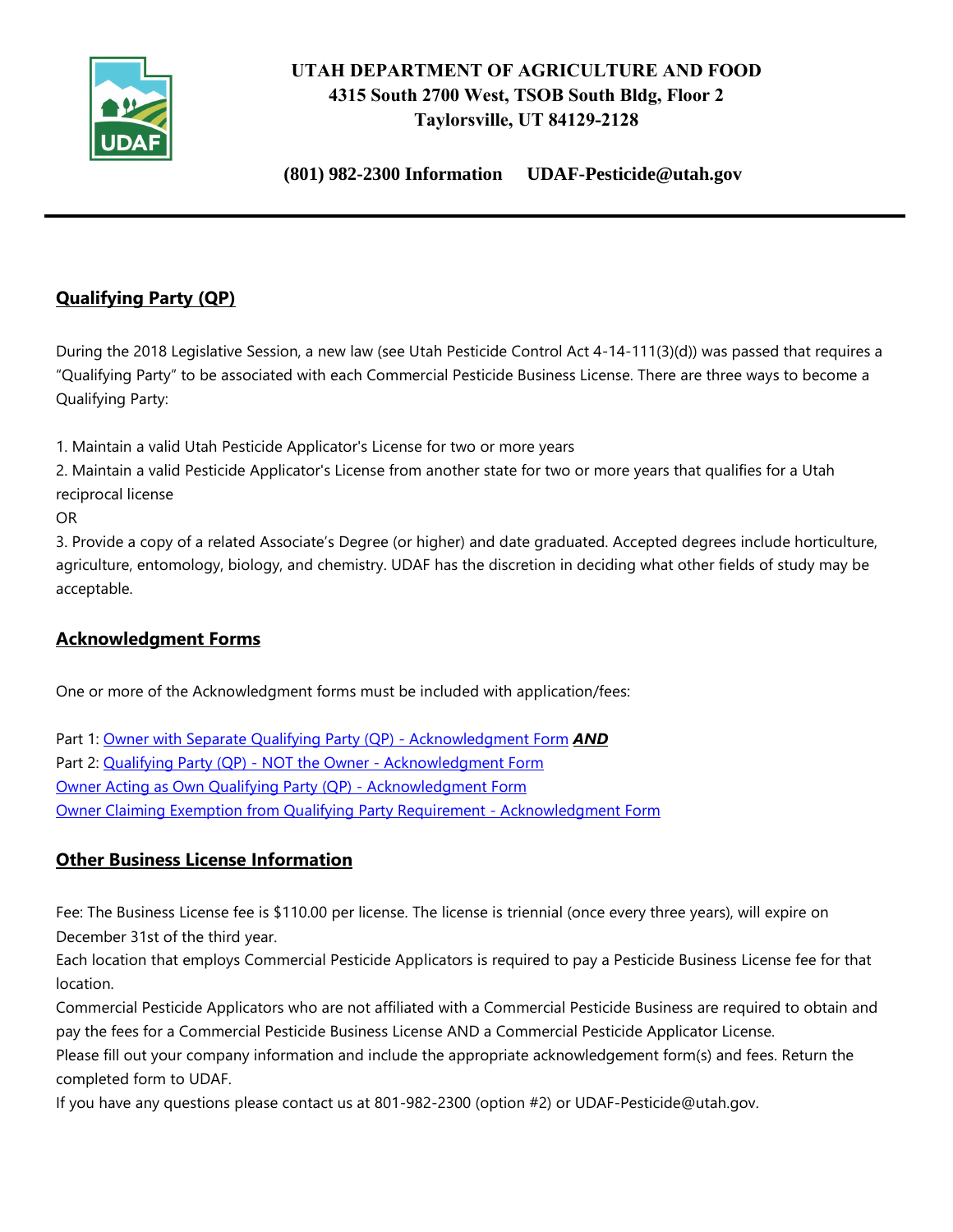**UTAH DEPARTMENT OF AGRICULTURE AND FOOD**
**4315 South 2700 West, TSOB South Bldg, Floor 2**
**Taylorsville, UT 84129-2128**

**(801) 982-2300 Information UDAF-Pesticide@utah.gov**

---

## Qualifying Party (QP)

During the 2018 Legislative Session, a new law (see Utah Pesticide Control Act 4-14-111(3)(d)) was passed that requires a "Qualifying Party" to be associated with each Commercial Pesticide Business License. There are three ways to become a Qualifying Party:

1. Maintain a valid Utah Pesticide Applicator's License for two or more years
2. Maintain a valid Pesticide Applicator's License from another state for two or more years that qualifies for a Utah reciprocal license

OR

3. Provide a copy of a related Associate's Degree (or higher) and date graduated. Accepted degrees include horticulture, agriculture, entomology, biology, and chemistry. UDAF has the discretion in deciding what other fields of study may be acceptable.

## Acknowledgment Forms

One or more of the Acknowledgment forms must be included with application/fees:

Part 1: Owner with Separate Qualifying Party (QP) - Acknowledgment Form ***AND***
Part 2: Qualifying Party (QP) - NOT the Owner - Acknowledgment Form
Owner Acting as Own Qualifying Party (QP) - Acknowledgment Form
Owner Claiming Exemption from Qualifying Party Requirement - Acknowledgment Form

## Other Business License Information

Fee: The Business License fee is $110.00 per license. The license is triennial (once every three years), will expire on December 31st of the third year.
Each location that employs Commercial Pesticide Applicators is required to pay a Pesticide Business License fee for that location.
Commercial Pesticide Applicators who are not affiliated with a Commercial Pesticide Business are required to obtain and pay the fees for a Commercial Pesticide Business License AND a Commercial Pesticide Applicator License.
Please fill out your company information and include the appropriate acknowledgement form(s) and fees. Return the completed form to UDAF.
If you have any questions please contact us at 801-982-2300 (option #2) or UDAF-Pesticide@utah.gov.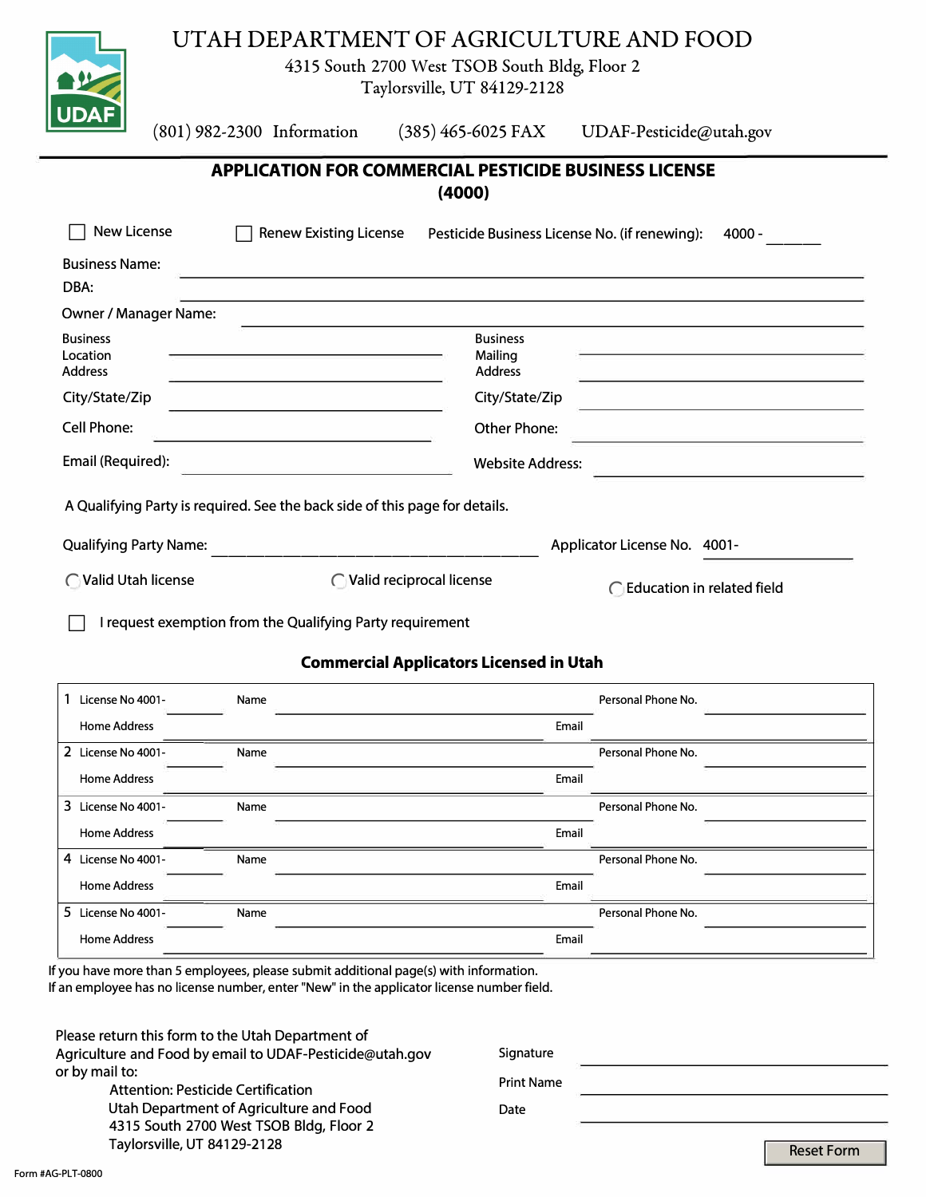# UTAH DEPARTMENT OF AGRICULTURE AND FOOD

4315 South 2700 West TSOB South Bldg, Floor 2
Taylorsville, UT 84129-2128

(801) 982-2300 Information (385) 465-6025 FAX UDAF-Pesticide@utah.gov

## APPLICATION FOR COMMERCIAL PESTICIDE BUSINESS LICENSE (4000)

☐ New License ☐ Renew Existing License Pesticide Business License No. (if renewing): 4000 - ______

Business Name: ______

DBA: ______

Owner / Manager Name: ______

Business Location Address ______ Business Mailing Address ______

City/State/Zip ______ City/State/Zip ______

Cell Phone: ______ Other Phone: ______

Email (Required): ______ Website Address: ______

A Qualifying Party is required. See the back side of this page for details.

Qualifying Party Name: ______ Applicator License No. 4001- ______

◯ Valid Utah license ◯ Valid reciprocal license ◯ Education in related field

☐ I request exemption from the Qualifying Party requirement

### Commercial Applicators Licensed in Utah

| | | | |
|---|---|---|---|
| 1 License No 4001- | Name | | Personal Phone No. |
| Home Address | | Email | |
| 2 License No 4001- | Name | | Personal Phone No. |
| Home Address | | Email | |
| 3 License No 4001- | Name | | Personal Phone No. |
| Home Address | | Email | |
| 4 License No 4001- | Name | | Personal Phone No. |
| Home Address | | Email | |
| 5 License No 4001- | Name | | Personal Phone No. |
| Home Address | | Email | |

If you have more than 5 employees, please submit additional page(s) with information.
If an employee has no license number, enter "New" in the applicator license number field.

Please return this form to the Utah Department of Agriculture and Food by email to UDAF-Pesticide@utah.gov or by mail to:

Attention: Pesticide Certification
Utah Department of Agriculture and Food
4315 South 2700 West TSOB Bldg, Floor 2
Taylorsville, UT 84129-2128

Signature ______

Print Name ______

Date ______

Reset Form

Form #AG-PLT-0800